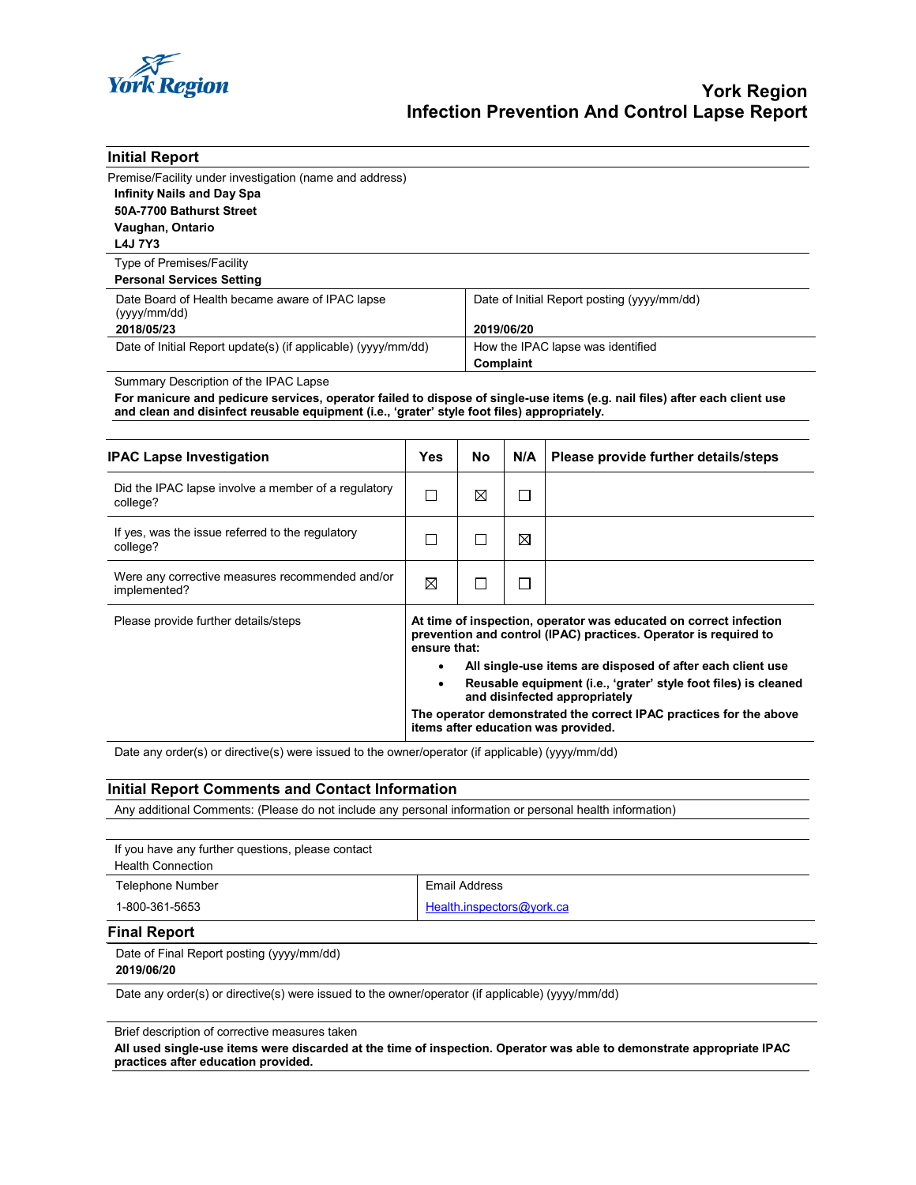# York Region
## Infection Prevention And Control Lapse Report

## Initial Report

Premise/Facility under investigation (name and address)

**Infinity Nails and Day Spa**
**50A-7700 Bathurst Street**
**Vaughan, Ontario**
**L4J 7Y3**

Type of Premises/Facility

**Personal Services Setting**

| Date Board of Health became aware of IPAC lapse (yyyy/mm/dd) | Date of Initial Report posting (yyyy/mm/dd) |
|---|---|
| **2018/05/23** | **2019/06/20** |
| Date of Initial Report update(s) (if applicable) (yyyy/mm/dd) | How the IPAC lapse was identified |
| | **Complaint** |

Summary Description of the IPAC Lapse

**For manicure and pedicure services, operator failed to dispose of single-use items (e.g. nail files) after each client use and clean and disinfect reusable equipment (i.e., 'grater' style foot files) appropriately.**

| IPAC Lapse Investigation | Yes | No | N/A | Please provide further details/steps |
|---|---|---|---|---|
| Did the IPAC lapse involve a member of a regulatory college? | ☐ | ☒ | ☐ | |
| If yes, was the issue referred to the regulatory college? | ☐ | ☐ | ☒ | |
| Were any corrective measures recommended and/or implemented? | ☒ | ☐ | ☐ | |

Please provide further details/steps

**At time of inspection, operator was educated on correct infection prevention and control (IPAC) practices. Operator is required to ensure that:**

- **All single-use items are disposed of after each client use**
- **Reusable equipment (i.e., 'grater' style foot files) is cleaned and disinfected appropriately**

**The operator demonstrated the correct IPAC practices for the above items after education was provided.**

Date any order(s) or directive(s) were issued to the owner/operator (if applicable) (yyyy/mm/dd)

## Initial Report Comments and Contact Information

Any additional Comments: (Please do not include any personal information or personal health information)

If you have any further questions, please contact
Health Connection

| Telephone Number | Email Address |
|---|---|
| 1-800-361-5653 | Health.inspectors@york.ca |

## Final Report

Date of Final Report posting (yyyy/mm/dd)

**2019/06/20**

Date any order(s) or directive(s) were issued to the owner/operator (if applicable) (yyyy/mm/dd)

Brief description of corrective measures taken

**All used single-use items were discarded at the time of inspection. Operator was able to demonstrate appropriate IPAC practices after education provided.**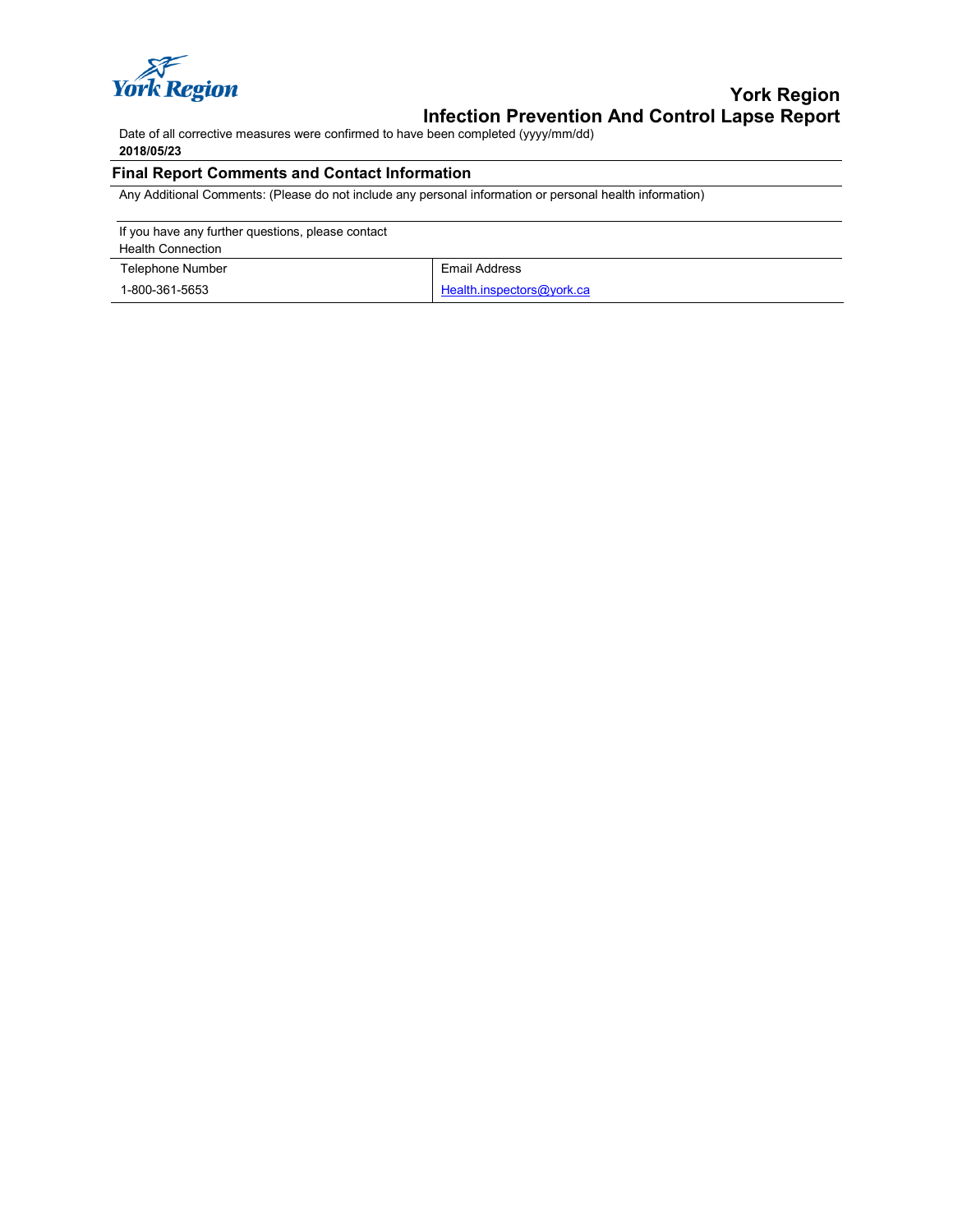# York Region
## Infection Prevention And Control Lapse Report

Date of all corrective measures were confirmed to have been completed (yyyy/mm/dd)
**2018/05/23**

### Final Report Comments and Contact Information

Any Additional Comments: (Please do not include any personal information or personal health information)

If you have any further questions, please contact
Health Connection

| Telephone Number | Email Address |
|---|---|
| 1-800-361-5653 | Health.inspectors@york.ca |